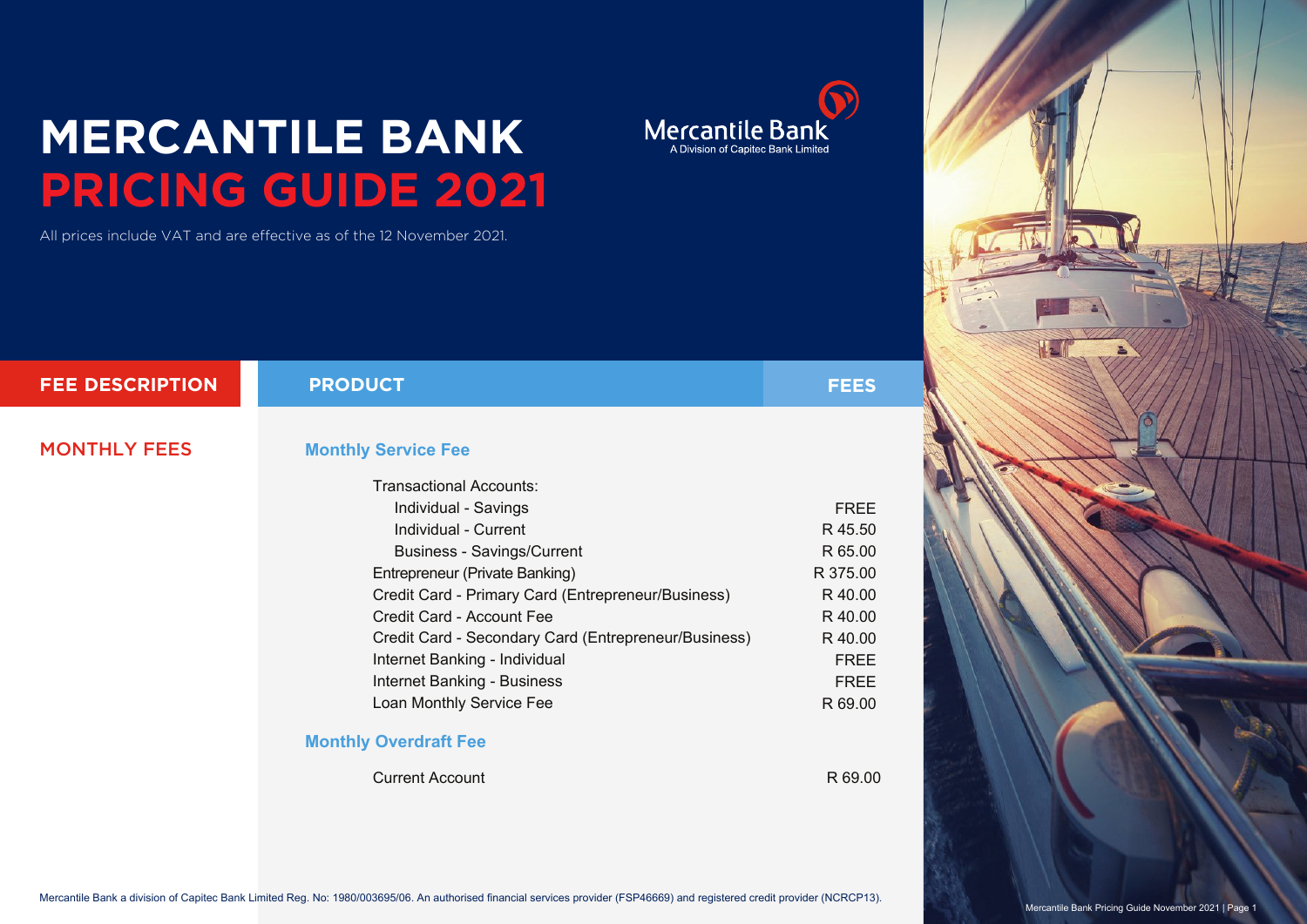# MERCANTILE BANK PRICING GUIDE 2021

Mercantile Bank
A Division of Capitec Bank Limited

All prices include VAT and are effective as of the 12 November 2021.

| FEE DESCRIPTION | PRODUCT | FEES |
|---|---|---|
| MONTHLY FEES | **Monthly Service Fee** | |
| | Transactional Accounts: | |
| | Individual - Savings | FREE |
| | Individual - Current | R 45.50 |
| | Business - Savings/Current | R 65.00 |
| | Entrepreneur (Private Banking) | R 375.00 |
| | Credit Card - Primary Card (Entrepreneur/Business) | R 40.00 |
| | Credit Card - Account Fee | R 40.00 |
| | Credit Card - Secondary Card (Entrepreneur/Business) | R 40.00 |
| | Internet Banking - Individual | FREE |
| | Internet Banking - Business | FREE |
| | Loan Monthly Service Fee | R 69.00 |
| | **Monthly Overdraft Fee** | |
| | Current Account | R 69.00 |

Mercantile Bank a division of Capitec Bank Limited Reg. No: 1980/003695/06. An authorised financial services provider (FSP46669) and registered credit provider (NCRCP13).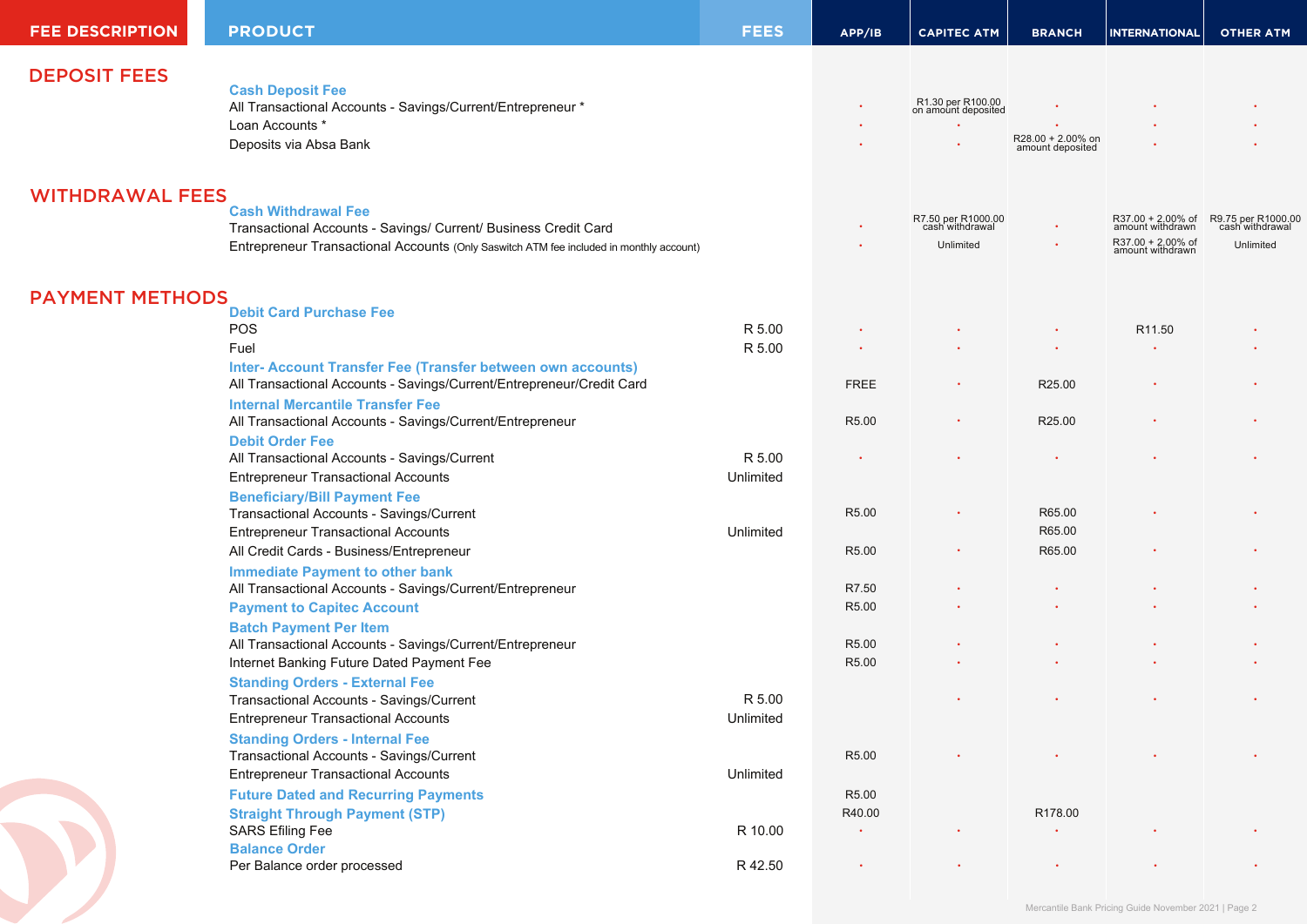| FEE DESCRIPTION | PRODUCT | FEES | APP/IB | CAPITEC ATM | BRANCH | INTERNATIONAL | OTHER ATM |
|---|---|---|---|---|---|---|---|
| **DEPOSIT FEES** | **Cash Deposit Fee** | | | | | | |
| | All Transactional Accounts - Savings/Current/Entrepreneur * | | · | R1.30 per R100.00 on amount deposited | · | · | · |
| | Loan Accounts * | | · | · | · | · | · |
| | Deposits via Absa Bank | | · | · | R28.00 + 2.00% on amount deposited | · | · |
| **WITHDRAWAL FEES** | **Cash Withdrawal Fee** | | | | | | |
| | Transactional Accounts - Savings/ Current/ Business Credit Card | | · | R7.50 per R1000.00 cash withdrawal | · | R37.00 + 2.00% of amount withdrawn | R9.75 per R1000.00 cash withdrawal |
| | Entrepreneur Transactional Accounts (Only Saswitch ATM fee included in monthly account) | | · | Unlimited | · | R37.00 + 2.00% of amount withdrawn | Unlimited |
| **PAYMENT METHODS** | **Debit Card Purchase Fee** | | | | | | |
| | POS | R 5.00 | · | · | · | R11.50 | · |
| | Fuel | R 5.00 | · | · | · | · | · |
| | **Inter- Account Transfer Fee (Transfer between own accounts)** | | | | | | |
| | All Transactional Accounts - Savings/Current/Entrepreneur/Credit Card | | FREE | · | R25.00 | · | · |
| | **Internal Mercantile Transfer Fee** | | | | | | |
| | All Transactional Accounts - Savings/Current/Entrepreneur | | R5.00 | · | R25.00 | · | · |
| | **Debit Order Fee** | | | | | | |
| | All Transactional Accounts - Savings/Current | R 5.00 | · | · | · | · | · |
| | Entrepreneur Transactional Accounts | Unlimited | | | | | |
| | **Beneficiary/Bill Payment Fee** | | | | | | |
| | Transactional Accounts - Savings/Current | | R5.00 | · | R65.00 | · | · |
| | Entrepreneur Transactional Accounts | Unlimited | | | R65.00 | | |
| | All Credit Cards - Business/Entrepreneur | | R5.00 | · | R65.00 | · | · |
| | **Immediate Payment to other bank** | | | | | | |
| | All Transactional Accounts - Savings/Current/Entrepreneur | | R7.50 | · | · | · | · |
| | **Payment to Capitec Account** | | R5.00 | · | · | · | · |
| | **Batch Payment Per Item** | | | | | | |
| | All Transactional Accounts - Savings/Current/Entrepreneur | | R5.00 | · | · | · | · |
| | Internet Banking Future Dated Payment Fee | | R5.00 | · | · | · | · |
| | **Standing Orders - External Fee** | | | | | | |
| | Transactional Accounts - Savings/Current | R 5.00 | | · | · | · | · |
| | Entrepreneur Transactional Accounts | Unlimited | | | | | |
| | **Standing Orders - Internal Fee** | | | | | | |
| | Transactional Accounts - Savings/Current | | R5.00 | · | · | · | · |
| | Entrepreneur Transactional Accounts | Unlimited | | | | | |
| | **Future Dated and Recurring Payments** | | R5.00 | | | | |
| | **Straight Through Payment (STP)** | | R40.00 | | R178.00 | | |
| | SARS Efiling Fee | R 10.00 | · | · | · | · | · |
| | **Balance Order** | | | | | | |
| | Per Balance order processed | R 42.50 | · | · | · | · | · |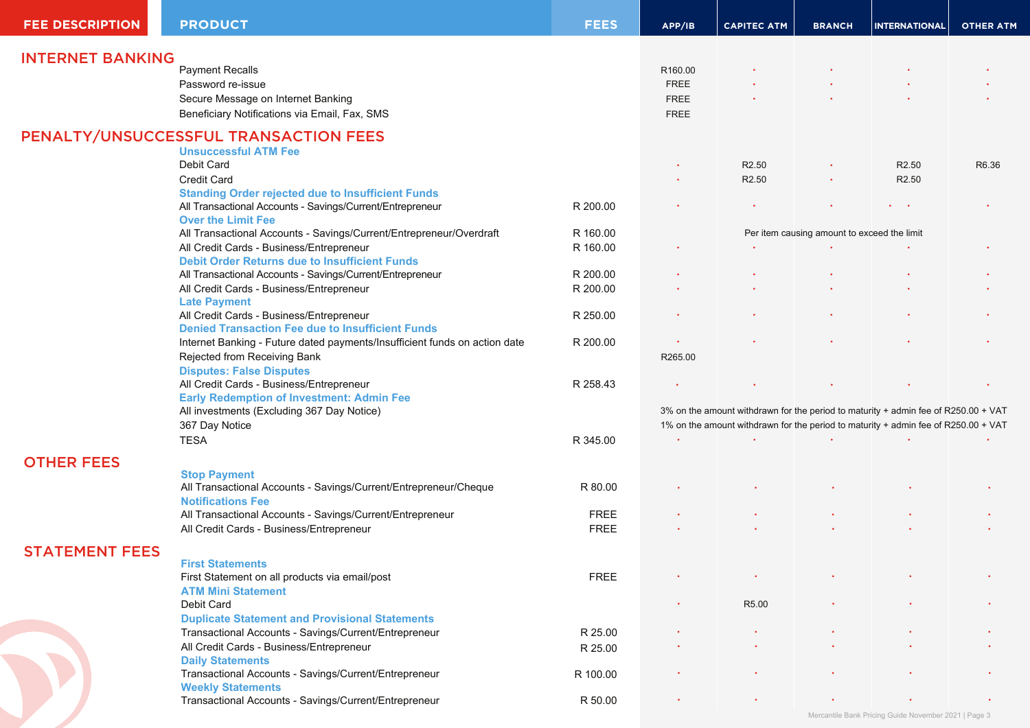| FEE DESCRIPTION | PRODUCT | FEES | APP/IB | CAPITEC ATM | BRANCH | INTERNATIONAL | OTHER ATM |
|---|---|---|---|---|---|---|---|
| **INTERNET BANKING** | | | | | | | |
| | Payment Recalls | | R160.00 | · | · | · | · |
| | Password re-issue | | FREE | · | · | · | · |
| | Secure Message on Internet Banking | | FREE | · | · | · | · |
| | Beneficiary Notifications via Email, Fax, SMS | | FREE | | | | |
| **PENALTY/UNSUCCESSFUL TRANSACTION FEES** | | | | | | | |
| | **Unsuccessful ATM Fee** | | | | | | |
| | Debit Card | | · | R2.50 | · | R2.50 | R6.36 |
| | Credit Card | | · | R2.50 | · | R2.50 | |
| | **Standing Order rejected due to Insufficient Funds** | | | | | | |
| | All Transactional Accounts - Savings/Current/Entrepreneur | R 200.00 | · | · | · | · · | · |
| | **Over the Limit Fee** | | | | | | |
| | All Transactional Accounts - Savings/Current/Entrepreneur/Overdraft | R 160.00 | Per item causing amount to exceed the limit | | | | |
| | All Credit Cards - Business/Entrepreneur | R 160.00 | · | · | · | · | · |
| | **Debit Order Returns due to Insufficient Funds** | | | | | | |
| | All Transactional Accounts - Savings/Current/Entrepreneur | R 200.00 | · | · | · | · | · |
| | All Credit Cards - Business/Entrepreneur | R 200.00 | · | · | · | · | · |
| | **Late Payment** | | | | | | |
| | All Credit Cards - Business/Entrepreneur | R 250.00 | · | · | · | · | · |
| | **Denied Transaction Fee due to Insufficient Funds** | | | | | | |
| | Internet Banking - Future dated payments/Insufficient funds on action date | R 200.00 | · | · | · | · | · |
| | Rejected from Receiving Bank | | R265.00 | | | | |
| | **Disputes: False Disputes** | | | | | | |
| | All Credit Cards - Business/Entrepreneur | R 258.43 | · | · | · | · | · |
| | **Early Redemption of Investment: Admin Fee** | | | | | | |
| | All investments (Excluding 367 Day Notice) | | 3% on the amount withdrawn for the period to maturity + admin fee of R250.00 + VAT | | | | |
| | 367 Day Notice | | 1% on the amount withdrawn for the period to maturity + admin fee of R250.00 + VAT | | | | |
| | TESA | R 345.00 | · | · | · | · | · |
| **OTHER FEES** | | | | | | | |
| | **Stop Payment** | | | | | | |
| | All Transactional Accounts - Savings/Current/Entrepreneur/Cheque | R 80.00 | · | · | · | · | · |
| | **Notifications Fee** | | | | | | |
| | All Transactional Accounts - Savings/Current/Entrepreneur | FREE | · | · | · | · | · |
| | All Credit Cards - Business/Entrepreneur | FREE | · | · | · | · | · |
| **STATEMENT FEES** | | | | | | | |
| | **First Statements** | | | | | | |
| | First Statement on all products via email/post | FREE | · | · | · | · | · |
| | **ATM Mini Statement** | | | | | | |
| | Debit Card | | · | R5.00 | · | · | · |
| | **Duplicate Statement and Provisional Statements** | | | | | | |
| | Transactional Accounts - Savings/Current/Entrepreneur | R 25.00 | · | · | · | · | · |
| | All Credit Cards - Business/Entrepreneur | R 25.00 | · | · | · | · | · |
| | **Daily Statements** | | | | | | |
| | Transactional Accounts - Savings/Current/Entrepreneur | R 100.00 | · | · | · | · | · |
| | **Weekly Statements** | | | | | | |
| | Transactional Accounts - Savings/Current/Entrepreneur | R 50.00 | · | · | · | · | · |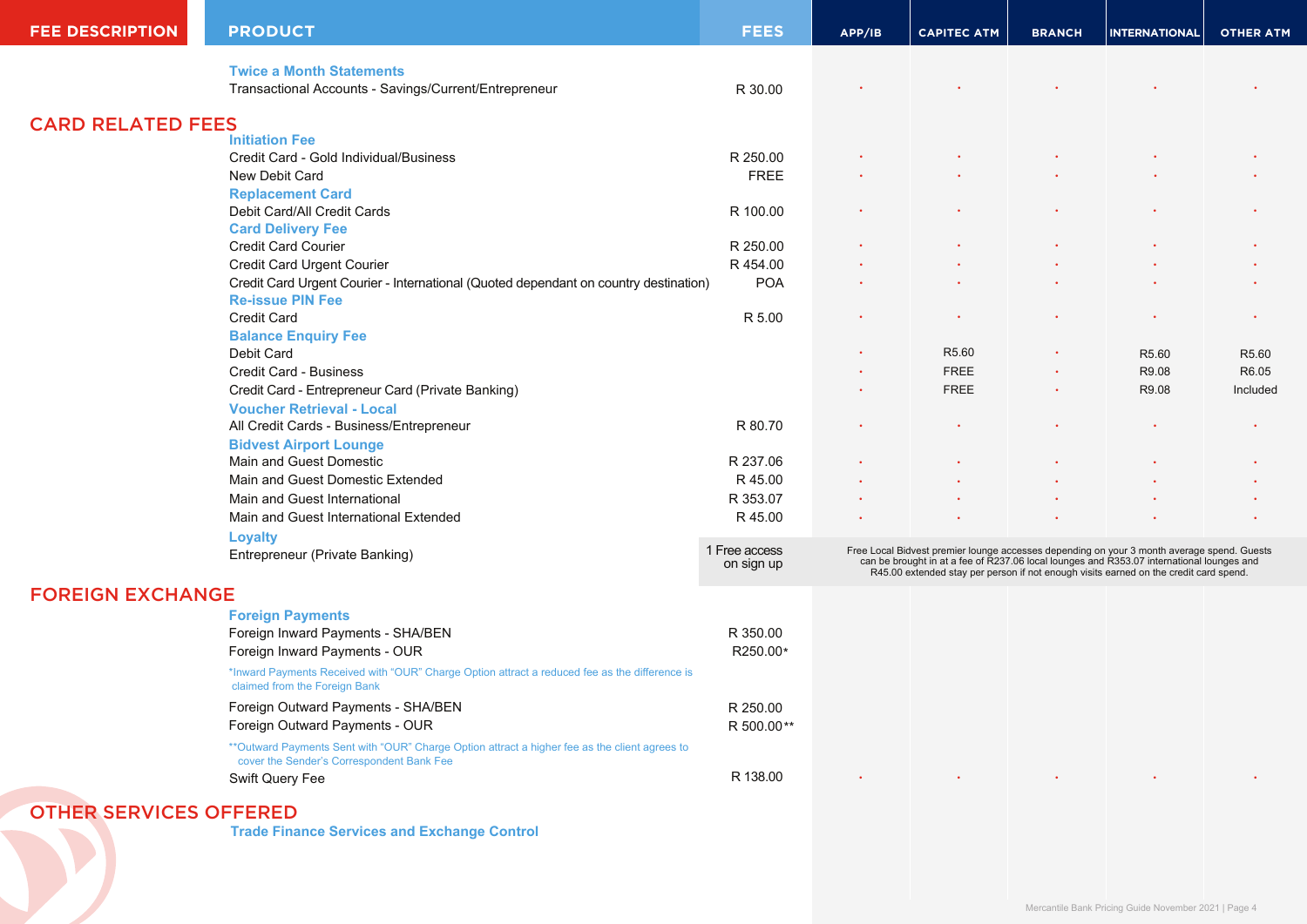| FEE DESCRIPTION | PRODUCT | FEES | APP/IB | CAPITEC ATM | BRANCH | INTERNATIONAL | OTHER ATM |
|---|---|---|---|---|---|---|---|
| | **Twice a Month Statements** | | | | | | |
| | Transactional Accounts - Savings/Current/Entrepreneur | R 30.00 | • | • | • | • | • |
| **CARD RELATED FEES** | | | | | | | |
| | **Initiation Fee** | | | | | | |
| | Credit Card - Gold Individual/Business | R 250.00 | • | • | • | • | • |
| | New Debit Card | FREE | • | • | • | • | • |
| | **Replacement Card** | | | | | | |
| | Debit Card/All Credit Cards | R 100.00 | • | • | • | • | • |
| | **Card Delivery Fee** | | | | | | |
| | Credit Card Courier | R 250.00 | • | • | • | • | • |
| | Credit Card Urgent Courier | R 454.00 | • | • | • | • | • |
| | Credit Card Urgent Courier - International (Quoted dependant on country destination) | POA | • | • | • | • | • |
| | **Re-issue PIN Fee** | | | | | | |
| | Credit Card | R 5.00 | • | • | • | • | • |
| | **Balance Enquiry Fee** | | | | | | |
| | Debit Card | | • | R5.60 | • | R5.60 | R5.60 |
| | Credit Card - Business | | • | FREE | • | R9.08 | R6.05 |
| | Credit Card - Entrepreneur Card (Private Banking) | | • | FREE | • | R9.08 | Included |
| | **Voucher Retrieval - Local** | | | | | | |
| | All Credit Cards - Business/Entrepreneur | R 80.70 | • | • | • | • | • |
| | **Bidvest Airport Lounge** | | | | | | |
| | Main and Guest Domestic | R 237.06 | • | • | • | • | • |
| | Main and Guest Domestic Extended | R 45.00 | • | • | • | • | • |
| | Main and Guest International | R 353.07 | • | • | • | • | • |
| | Main and Guest International Extended | R 45.00 | • | • | • | • | • |
| | **Loyalty** | | | | | | |
| | Entrepreneur (Private Banking) | 1 Free access on sign up | Free Local Bidvest premier lounge accesses depending on your 3 month average spend. Guests can be brought in at a fee of R237.06 local lounges and R353.07 international lounges and R45.00 extended stay per person if not enough visits earned on the credit card spend. | | | | |
| **FOREIGN EXCHANGE** | | | | | | | |
| | **Foreign Payments** | | | | | | |
| | Foreign Inward Payments - SHA/BEN | R 350.00 | | | | | |
| | Foreign Inward Payments - OUR | R250.00* | | | | | |
| | *Inward Payments Received with "OUR" Charge Option attract a reduced fee as the difference is claimed from the Foreign Bank | | | | | | |
| | Foreign Outward Payments - SHA/BEN | R 250.00 | | | | | |
| | Foreign Outward Payments - OUR | R 500.00** | | | | | |
| | **Outward Payments Sent with "OUR" Charge Option attract a higher fee as the client agrees to cover the Sender's Correspondent Bank Fee | | | | | | |
| | Swift Query Fee | R 138.00 | • | • | • | • | • |
| **OTHER SERVICES OFFERED** | | | | | | | |
| | **Trade Finance Services and Exchange Control** | | | | | | |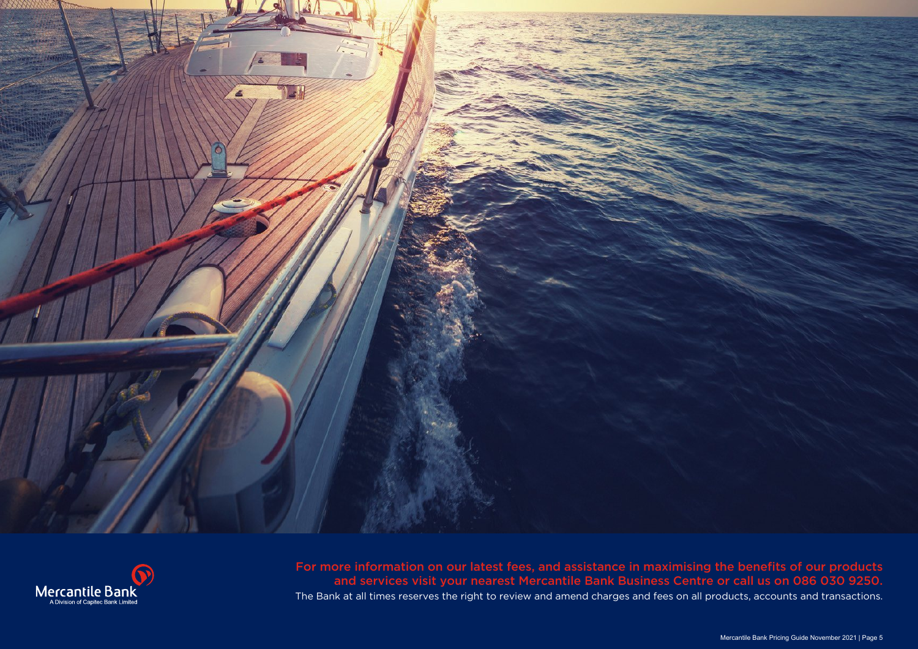Mercantile Bank
A Division of Capitec Bank Limited

**For more information on our latest fees, and assistance in maximising the benefits of our products and services visit your nearest Mercantile Bank Business Centre or call us on 086 030 9250.**

The Bank at all times reserves the right to review and amend charges and fees on all products, accounts and transactions.